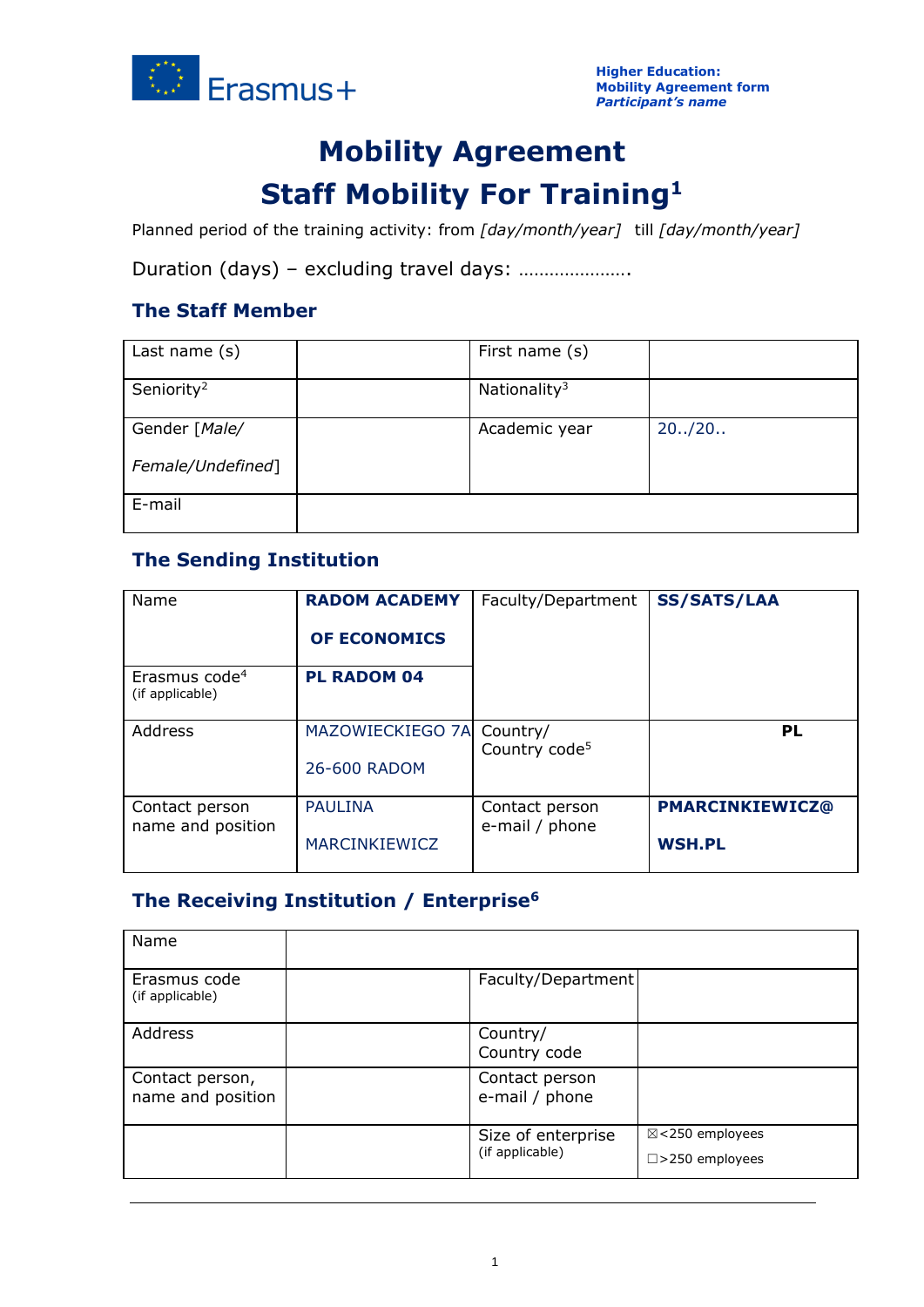Higher Education:
Mobility Agreement form
*Participant's name*

# Mobility Agreement
# Staff Mobility For Training[1]

Planned period of the training activity: from *[day/month/year]* till *[day/month/year]*

Duration (days) – excluding travel days: ………………….

### The Staff Member

| Last name (s) | | First name (s) | |
|---|---|---|---|
| Seniority[2] | | Nationality[3] | |
| Gender [*Male/ Female/Undefined*] | | Academic year | 20../20.. |
| E-mail | | | |

### The Sending Institution

| Name | **RADOM ACADEMY OF ECONOMICS** | Faculty/Department | **SS/SATS/LAA** |
|---|---|---|---|
| Erasmus code[4] (if applicable) | **PL RADOM 04** | | |
| Address | MAZOWIECKIEGO 7A 26-600 RADOM | Country/ Country code[5] | **PL** |
| Contact person name and position | PAULINA MARCINKIEWICZ | Contact person e-mail / phone | **PMARCINKIEWICZ@ WSH.PL** |

### The Receiving Institution / Enterprise[6]

| Name | | | |
|---|---|---|---|
| Erasmus code (if applicable) | | Faculty/Department | |
| Address | | Country/ Country code | |
| Contact person, name and position | | Contact person e-mail / phone | |
| | | Size of enterprise (if applicable) | ☒<250 employees ☐>250 employees |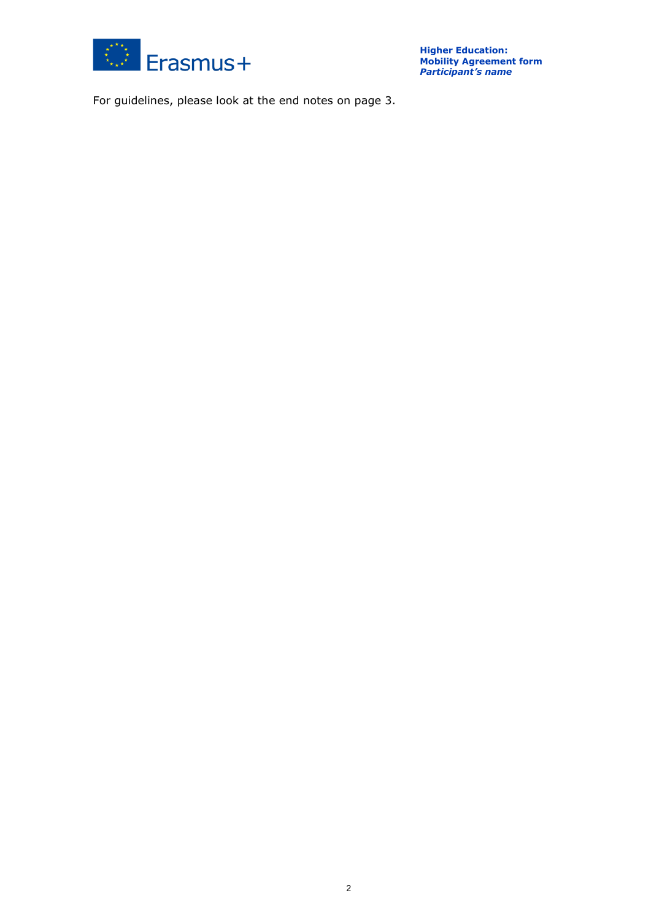For guidelines, please look at the end notes on page 3.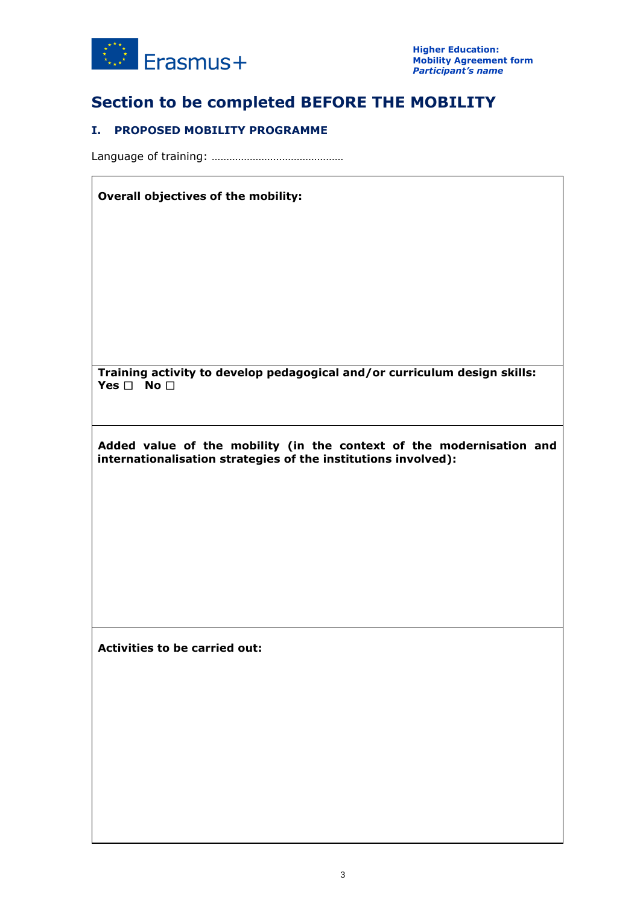# Section to be completed BEFORE THE MOBILITY

## I. PROPOSED MOBILITY PROGRAMME

Language of training: ………………………………………

| **Overall objectives of the mobility:** |
|---|
| **Training activity to develop pedagogical and/or curriculum design skills:**<br>**Yes** ☐ **No** ☐ |
| **Added value of the mobility (in the context of the modernisation and internationalisation strategies of the institutions involved):** |
| **Activities to be carried out:** |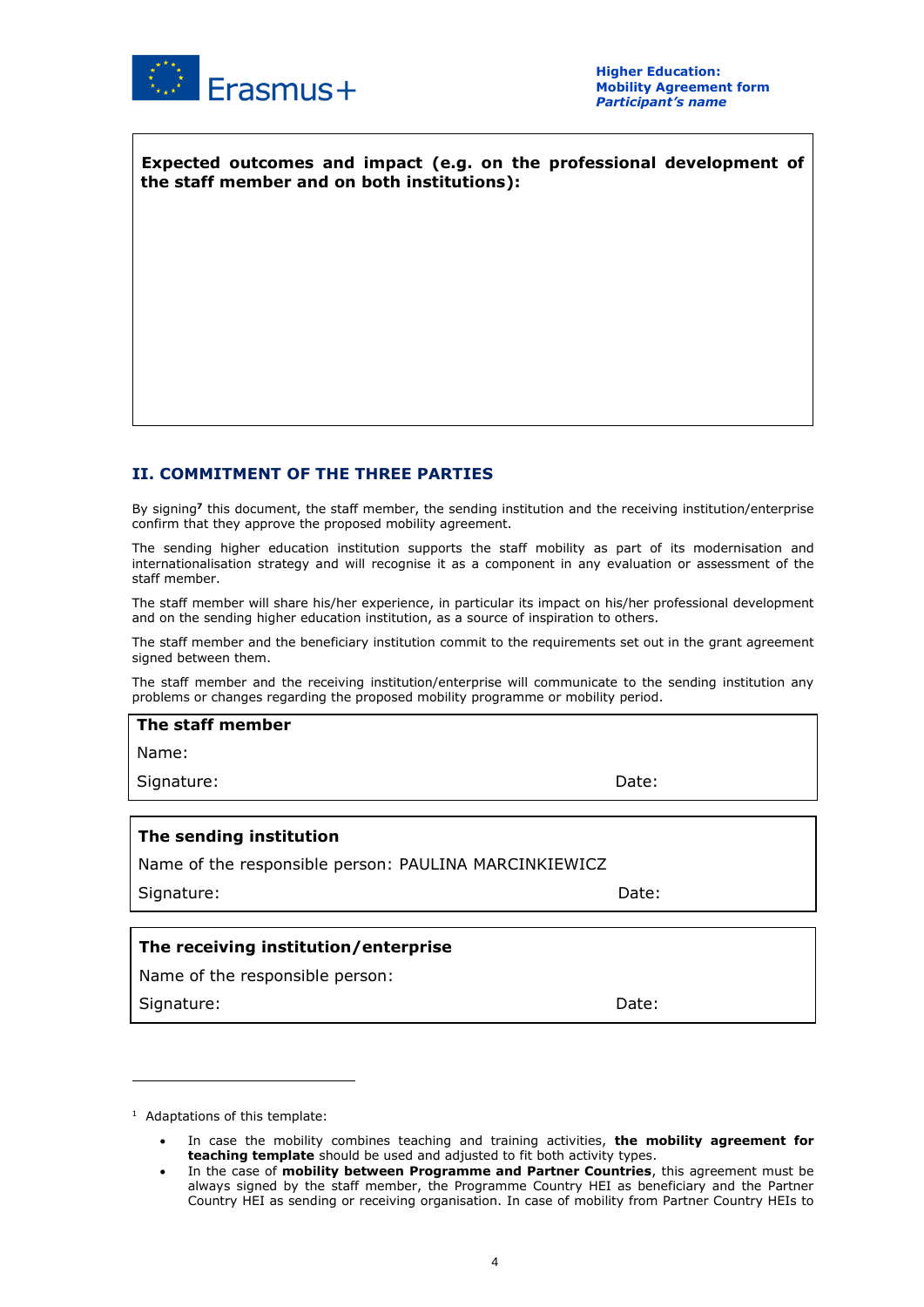**Expected outcomes and impact (e.g. on the professional development of the staff member and on both institutions):**

## II. COMMITMENT OF THE THREE PARTIES

By signing[7] this document, the staff member, the sending institution and the receiving institution/enterprise confirm that they approve the proposed mobility agreement.

The sending higher education institution supports the staff mobility as part of its modernisation and internationalisation strategy and will recognise it as a component in any evaluation or assessment of the staff member.

The staff member will share his/her experience, in particular its impact on his/her professional development and on the sending higher education institution, as a source of inspiration to others.

The staff member and the beneficiary institution commit to the requirements set out in the grant agreement signed between them.

The staff member and the receiving institution/enterprise will communicate to the sending institution any problems or changes regarding the proposed mobility programme or mobility period.

**The staff member**

Name:

Signature: Date:

**The sending institution**

Name of the responsible person: PAULINA MARCINKIEWICZ

Signature: Date:

**The receiving institution/enterprise**

Name of the responsible person:

Signature: Date:

---

[1] Adaptations of this template:

- In case the mobility combines teaching and training activities, **the mobility agreement for teaching template** should be used and adjusted to fit both activity types.
- In the case of **mobility between Programme and Partner Countries**, this agreement must be always signed by the staff member, the Programme Country HEI as beneficiary and the Partner Country HEI as sending or receiving organisation. In case of mobility from Partner Country HEIs to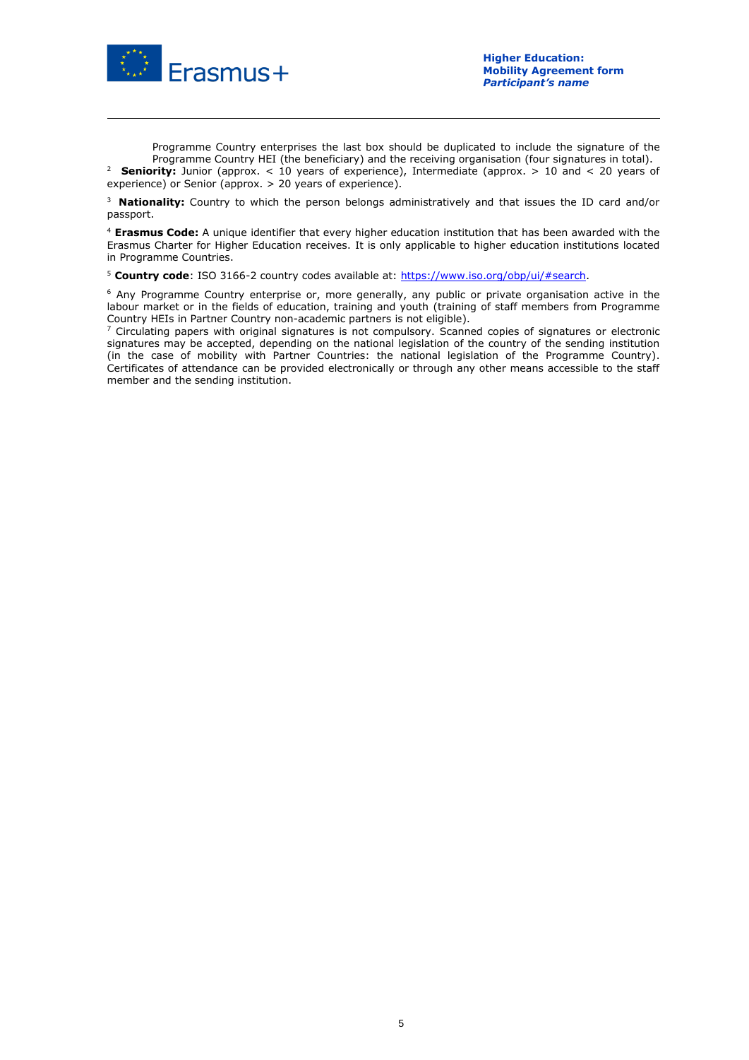Programme Country enterprises the last box should be duplicated to include the signature of the Programme Country HEI (the beneficiary) and the receiving organisation (four signatures in total).

[2] **Seniority:** Junior (approx. < 10 years of experience), Intermediate (approx. > 10 and < 20 years of experience) or Senior (approx. > 20 years of experience).

[3] **Nationality:** Country to which the person belongs administratively and that issues the ID card and/or passport.

[4] **Erasmus Code:** A unique identifier that every higher education institution that has been awarded with the Erasmus Charter for Higher Education receives. It is only applicable to higher education institutions located in Programme Countries.

[5] **Country code**: ISO 3166-2 country codes available at: https://www.iso.org/obp/ui/#search.

[6] Any Programme Country enterprise or, more generally, any public or private organisation active in the labour market or in the fields of education, training and youth (training of staff members from Programme Country HEIs in Partner Country non-academic partners is not eligible).

[7] Circulating papers with original signatures is not compulsory. Scanned copies of signatures or electronic signatures may be accepted, depending on the national legislation of the country of the sending institution (in the case of mobility with Partner Countries: the national legislation of the Programme Country). Certificates of attendance can be provided electronically or through any other means accessible to the staff member and the sending institution.